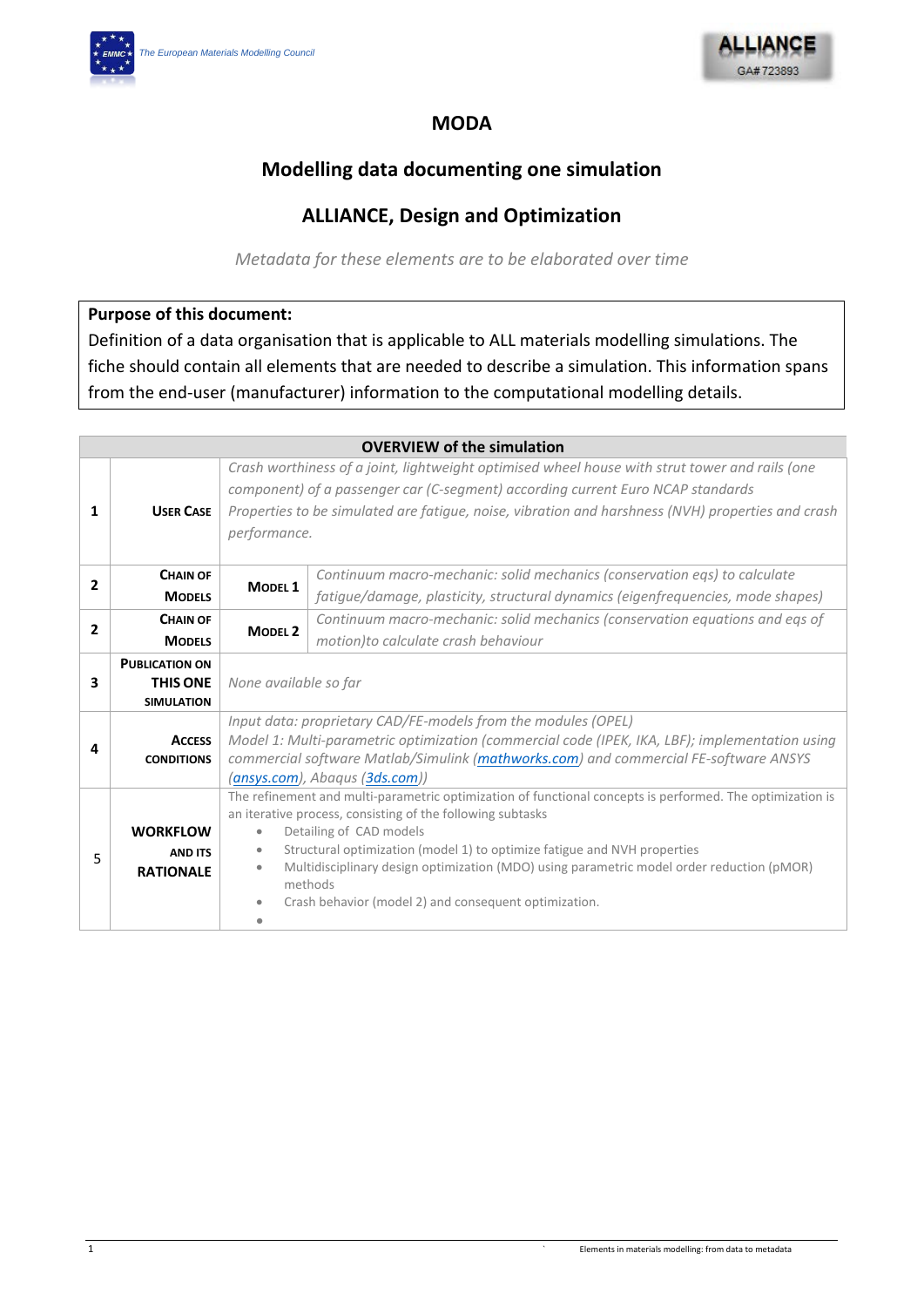# MODA

## Modelling data documenting one simulation

## ALLIANCE, Design and Optimization

*Metadata for these elements are to be elaborated over time*

**Purpose of this document:**
Definition of a data organisation that is applicable to ALL materials modelling simulations. The fiche should contain all elements that are needed to describe a simulation. This information spans from the end-user (manufacturer) information to the computational modelling details.

| OVERVIEW of the simulation | | | |
|---|---|---|---|
| 1 | **USER CASE** | *Crash worthiness of a joint, lightweight optimised wheel house with strut tower and rails (one component) of a passenger car (C-segment) according current Euro NCAP standards* *Properties to be simulated are fatigue, noise, vibration and harshness (NVH) properties and crash performance.* | |
| 2 | **CHAIN OF MODELS** | **MODEL 1** | *Continuum macro-mechanic: solid mechanics (conservation eqs) to calculate fatigue/damage, plasticity, structural dynamics (eigenfrequencies, mode shapes)* |
| 2 | **CHAIN OF MODELS** | **MODEL 2** | *Continuum macro-mechanic: solid mechanics (conservation equations and eqs of motion)to calculate crash behaviour* |
| 3 | **PUBLICATION ON THIS ONE SIMULATION** | *None available so far* | |
| 4 | **ACCESS CONDITIONS** | *Input data: proprietary CAD/FE-models from the modules (OPEL)* *Model 1: Multi-parametric optimization (commercial code (IPEK, IKA, LBF); implementation using commercial software Matlab/Simulink ([mathworks.com](mathworks.com)) and commercial FE-software ANSYS ([ansys.com](ansys.com)), Abaqus ([3ds.com](3ds.com)))* | |
| 5 | **WORKFLOW AND ITS RATIONALE** | The refinement and multi-parametric optimization of functional concepts is performed. The optimization is an iterative process, consisting of the following subtasks<br>• Detailing of CAD models<br>• Structural optimization (model 1) to optimize fatigue and NVH properties<br>• Multidisciplinary design optimization (MDO) using parametric model order reduction (pMOR) methods<br>• Crash behavior (model 2) and consequent optimization.<br>• | |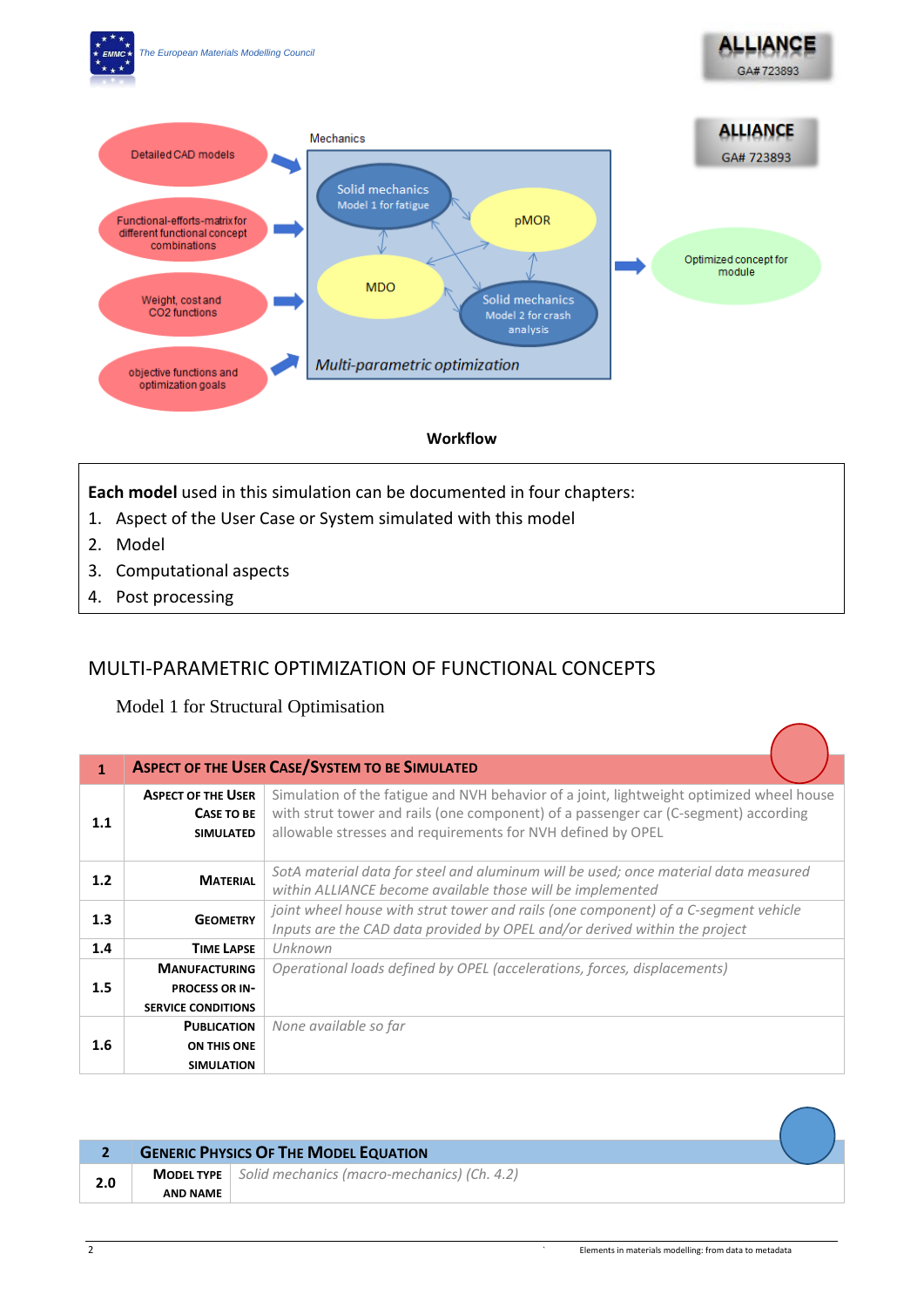Mechanics

Detailed CAD models

Functional-efforts-matrix for different functional concept combinations

Weight, cost and CO2 functions

objective functions and optimization goals

Solid mechanics Model 1 for fatigue

pMOR

MDO

Solid mechanics Model 2 for crash analysis

Multi-parametric optimization

Optimized concept for module

ALLIANCE GA# 723893

**Workflow**

**Each model** used in this simulation can be documented in four chapters:

1. Aspect of the User Case or System simulated with this model
2. Model
3. Computational aspects
4. Post processing

## MULTI-PARAMETRIC OPTIMIZATION OF FUNCTIONAL CONCEPTS

### Model 1 for Structural Optimisation

| 1 | **ASPECT OF THE USER CASE/SYSTEM TO BE SIMULATED** | |
|---|---|---|
| 1.1 | **ASPECT OF THE USER CASE TO BE SIMULATED** | Simulation of the fatigue and NVH behavior of a joint, lightweight optimized wheel house with strut tower and rails (one component) of a passenger car (C-segment) according allowable stresses and requirements for NVH defined by OPEL |
| 1.2 | **MATERIAL** | *SotA material data for steel and aluminum will be used; once material data measured within ALLIANCE become available those will be implemented* |
| 1.3 | **GEOMETRY** | *joint wheel house with strut tower and rails (one component) of a C-segment vehicle Inputs are the CAD data provided by OPEL and/or derived within the project* |
| 1.4 | **TIME LAPSE** | *Unknown* |
| 1.5 | **MANUFACTURING PROCESS OR IN-SERVICE CONDITIONS** | *Operational loads defined by OPEL (accelerations, forces, displacements)* |
| 1.6 | **PUBLICATION ON THIS ONE SIMULATION** | *None available so far* |

| 2 | **GENERIC PHYSICS OF THE MODEL EQUATION** | |
|---|---|---|
| 2.0 | **MODEL TYPE AND NAME** | *Solid mechanics (macro-mechanics) (Ch. 4.2)* |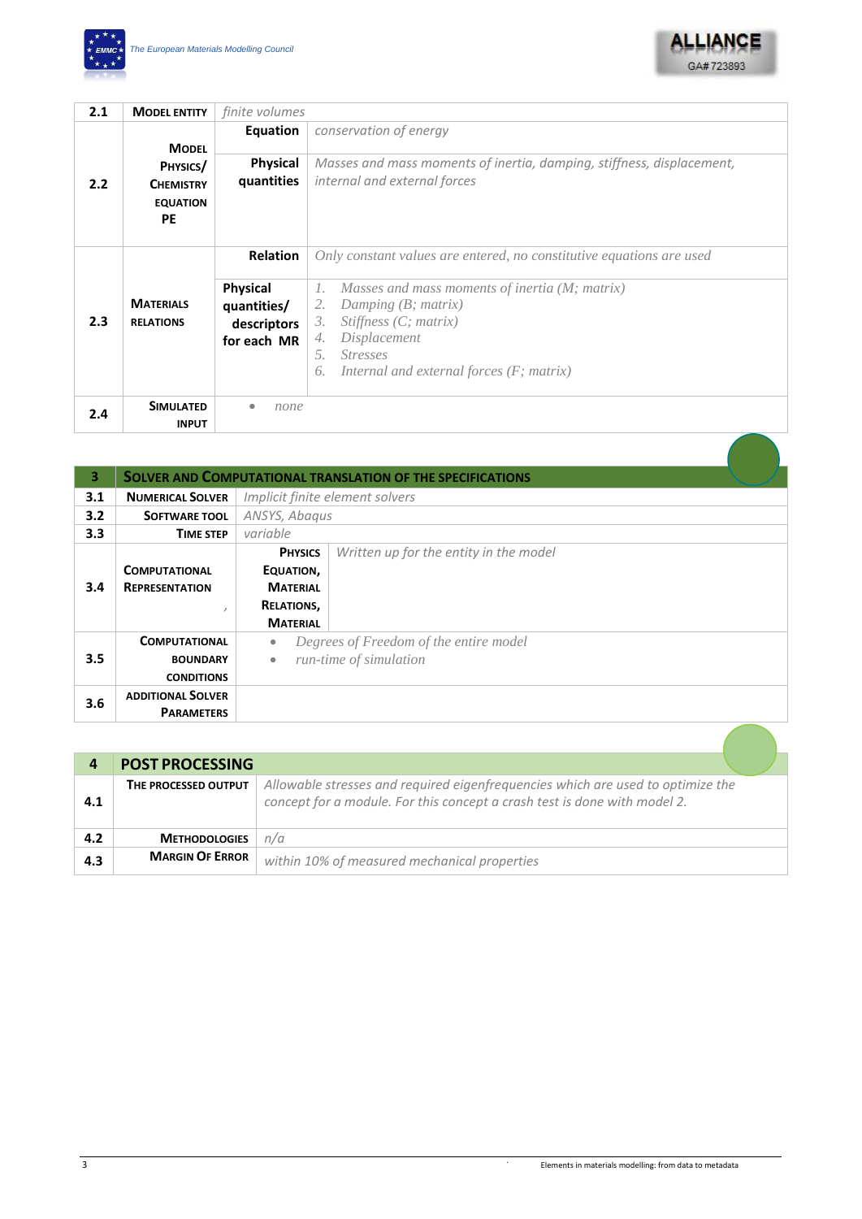| | | | |
|---|---|---|---|
| **2.1** | **MODEL ENTITY** | *finite volumes* | |
| **2.2** | **MODEL PHYSICS/ CHEMISTRY EQUATION PE** | **Equation** | *conservation of energy* |
| | | **Physical quantities** | *Masses and mass moments of inertia, damping, stiffness, displacement, internal and external forces* |
| **2.3** | **MATERIALS RELATIONS** | **Relation** | *Only constant values are entered, no constitutive equations are used* |
| | | **Physical quantities/ descriptors for each MR** | 1. *Masses and mass moments of inertia (M; matrix)*<br>2. *Damping (B; matrix)*<br>3. *Stiffness (C; matrix)*<br>4. *Displacement*<br>5. *Stresses*<br>6. *Internal and external forces (F; matrix)* |
| **2.4** | **SIMULATED INPUT** | • *none* | |

| **3** | **SOLVER AND COMPUTATIONAL TRANSLATION OF THE SPECIFICATIONS** | | |
|---|---|---|---|
| **3.1** | **NUMERICAL SOLVER** | *Implicit finite element solvers* | |
| **3.2** | **SOFTWARE TOOL** | *ANSYS, Abaqus* | |
| **3.3** | **TIME STEP** | *variable* | |
| **3.4** | **COMPUTATIONAL REPRESENTATION** | **PHYSICS EQUATION, MATERIAL RELATIONS, MATERIAL** | *Written up for the entity in the model* |
| **3.5** | **COMPUTATIONAL BOUNDARY CONDITIONS** | • *Degrees of Freedom of the entire model*<br>• *run-time of simulation* | |
| **3.6** | **ADDITIONAL SOLVER PARAMETERS** | | |

| **4** | **POST PROCESSING** | |
|---|---|---|
| **4.1** | **THE PROCESSED OUTPUT** | *Allowable stresses and required eigenfrequencies which are used to optimize the concept for a module. For this concept a crash test is done with model 2.* |
| **4.2** | **METHODOLOGIES** | *n/a* |
| **4.3** | **MARGIN OF ERROR** | *within 10% of measured mechanical properties* |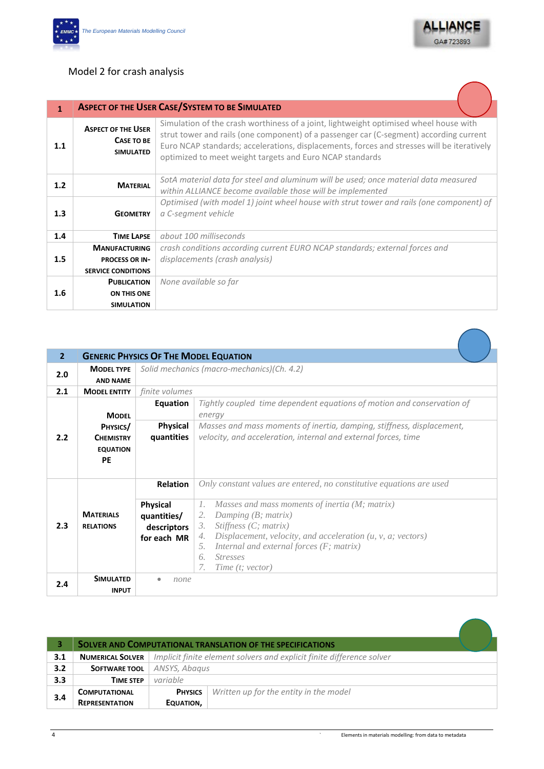Model 2 for crash analysis

| 1 | ASPECT OF THE USER CASE/SYSTEM TO BE SIMULATED | |
|---|---|---|
| 1.1 | ASPECT OF THE USER CASE TO BE SIMULATED | Simulation of the crash worthiness of a joint, lightweight optimised wheel house with strut tower and rails (one component) of a passenger car (C-segment) according current Euro NCAP standards; accelerations, displacements, forces and stresses will be iteratively optimized to meet weight targets and Euro NCAP standards |
| 1.2 | MATERIAL | *SotA material data for steel and aluminum will be used; once material data measured within ALLIANCE become available those will be implemented* |
| 1.3 | GEOMETRY | *Optimised (with model 1) joint wheel house with strut tower and rails (one component) of a C-segment vehicle* |
| 1.4 | TIME LAPSE | *about 100 milliseconds* |
| 1.5 | MANUFACTURING PROCESS OR IN-SERVICE CONDITIONS | *crash conditions according current EURO NCAP standards; external forces and displacements (crash analysis)* |
| 1.6 | PUBLICATION ON THIS ONE SIMULATION | *None available so far* |

| 2 | GENERIC PHYSICS OF THE MODEL EQUATION | | |
|---|---|---|---|
| 2.0 | MODEL TYPE AND NAME | *Solid mechanics (macro-mechanics)(Ch. 4.2)* | |
| 2.1 | MODEL ENTITY | *finite volumes* | |
| 2.2 | MODEL PHYSICS/ CHEMISTRY EQUATION PE | **Equation** | *Tightly coupled time dependent equations of motion and conservation of energy* |
| | | **Physical quantities** | *Masses and mass moments of inertia, damping, stiffness, displacement, velocity, and acceleration, internal and external forces, time* |
| 2.3 | MATERIALS RELATIONS | **Relation** | *Only constant values are entered, no constitutive equations are used* |
| | | **Physical quantities/ descriptors for each MR** | 1. *Masses and mass moments of inertia (M; matrix)* <br> 2. *Damping (B; matrix)* <br> 3. *Stiffness (C; matrix)* <br> 4. *Displacement, velocity, and acceleration (u, v, a; vectors)* <br> 5. *Internal and external forces (F; matrix)* <br> 6. *Stresses* <br> 7. *Time (t; vector)* |
| 2.4 | SIMULATED INPUT | • *none* | |

| 3 | SOLVER AND COMPUTATIONAL TRANSLATION OF THE SPECIFICATIONS | | |
|---|---|---|---|
| 3.1 | NUMERICAL SOLVER | *Implicit finite element solvers and explicit finite difference solver* | |
| 3.2 | SOFTWARE TOOL | *ANSYS, Abaqus* | |
| 3.3 | TIME STEP | *variable* | |
| 3.4 | COMPUTATIONAL REPRESENTATION | PHYSICS EQUATION, | *Written up for the entity in the model* |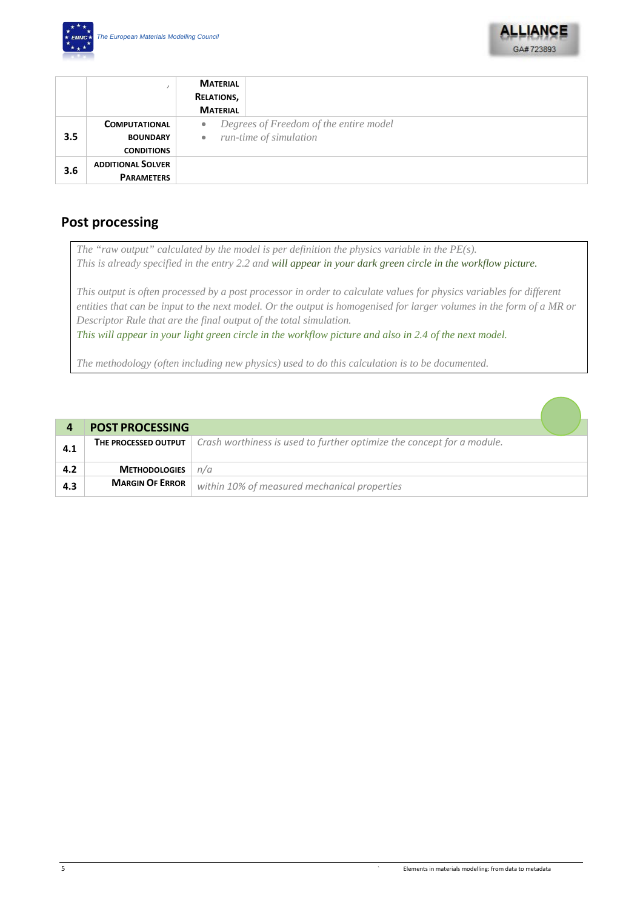| | | | |
|---|---|---|---|
| | , | **MATERIAL RELATIONS, MATERIAL** | |
| 3.5 | **COMPUTATIONAL BOUNDARY CONDITIONS** | • *Degrees of Freedom of the entire model*<br>• *run-time of simulation* | |
| 3.6 | **ADDITIONAL SOLVER PARAMETERS** | | |

## Post processing

*The "raw output" calculated by the model is per definition the physics variable in the PE(s).*
*This is already specified in the entry 2.2 and will appear in your dark green circle in the workflow picture.*

*This output is often processed by a post processor in order to calculate values for physics variables for different entities that can be input to the next model. Or the output is homogenised for larger volumes in the form of a MR or Descriptor Rule that are the final output of the total simulation.*
*This will appear in your light green circle in the workflow picture and also in 2.4 of the next model.*

*The methodology (often including new physics) used to do this calculation is to be documented.*

| 4 | POST PROCESSING | |
|---|---|---|
| 4.1 | **THE PROCESSED OUTPUT** | *Crash worthiness is used to further optimize the concept for a module.* |
| 4.2 | **METHODOLOGIES** | *n/a* |
| 4.3 | **MARGIN OF ERROR** | *within 10% of measured mechanical properties* |